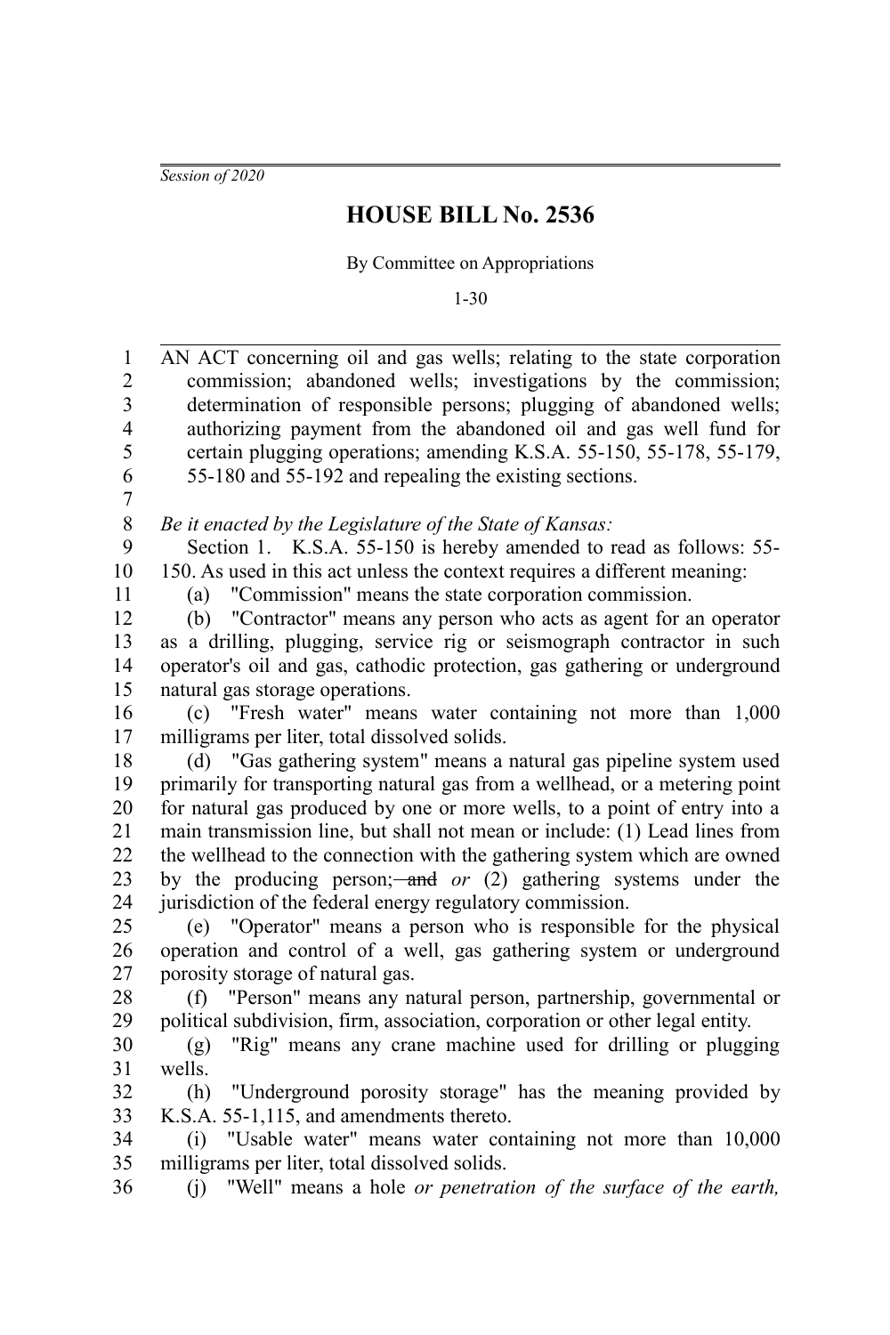*Session of 2020*

# HOUSE BILL No. 2536

By Committee on Appropriations

1-30

AN ACT concerning oil and gas wells; relating to the state corporation commission; abandoned wells; investigations by the commission; determination of responsible persons; plugging of abandoned wells; authorizing payment from the abandoned oil and gas well fund for certain plugging operations; amending K.S.A. 55-150, 55-178, 55-179, 55-180 and 55-192 and repealing the existing sections.

*Be it enacted by the Legislature of the State of Kansas:*

Section 1. K.S.A. 55-150 is hereby amended to read as follows: 55-150. As used in this act unless the context requires a different meaning:

(a) "Commission" means the state corporation commission.

(b) "Contractor" means any person who acts as agent for an operator as a drilling, plugging, service rig or seismograph contractor in such operator's oil and gas, cathodic protection, gas gathering or underground natural gas storage operations.

(c) "Fresh water" means water containing not more than 1,000 milligrams per liter, total dissolved solids.

(d) "Gas gathering system" means a natural gas pipeline system used primarily for transporting natural gas from a wellhead, or a metering point for natural gas produced by one or more wells, to a point of entry into a main transmission line, but shall not mean or include: (1) Lead lines from the wellhead to the connection with the gathering system which are owned by the producing person; ~~and~~ *or* (2) gathering systems under the jurisdiction of the federal energy regulatory commission.

(e) "Operator" means a person who is responsible for the physical operation and control of a well, gas gathering system or underground porosity storage of natural gas.

(f) "Person" means any natural person, partnership, governmental or political subdivision, firm, association, corporation or other legal entity.

(g) "Rig" means any crane machine used for drilling or plugging wells.

(h) "Underground porosity storage" has the meaning provided by K.S.A. 55-1,115, and amendments thereto.

(i) "Usable water" means water containing not more than 10,000 milligrams per liter, total dissolved solids.

(j) "Well" means a hole *or penetration of the surface of the earth,*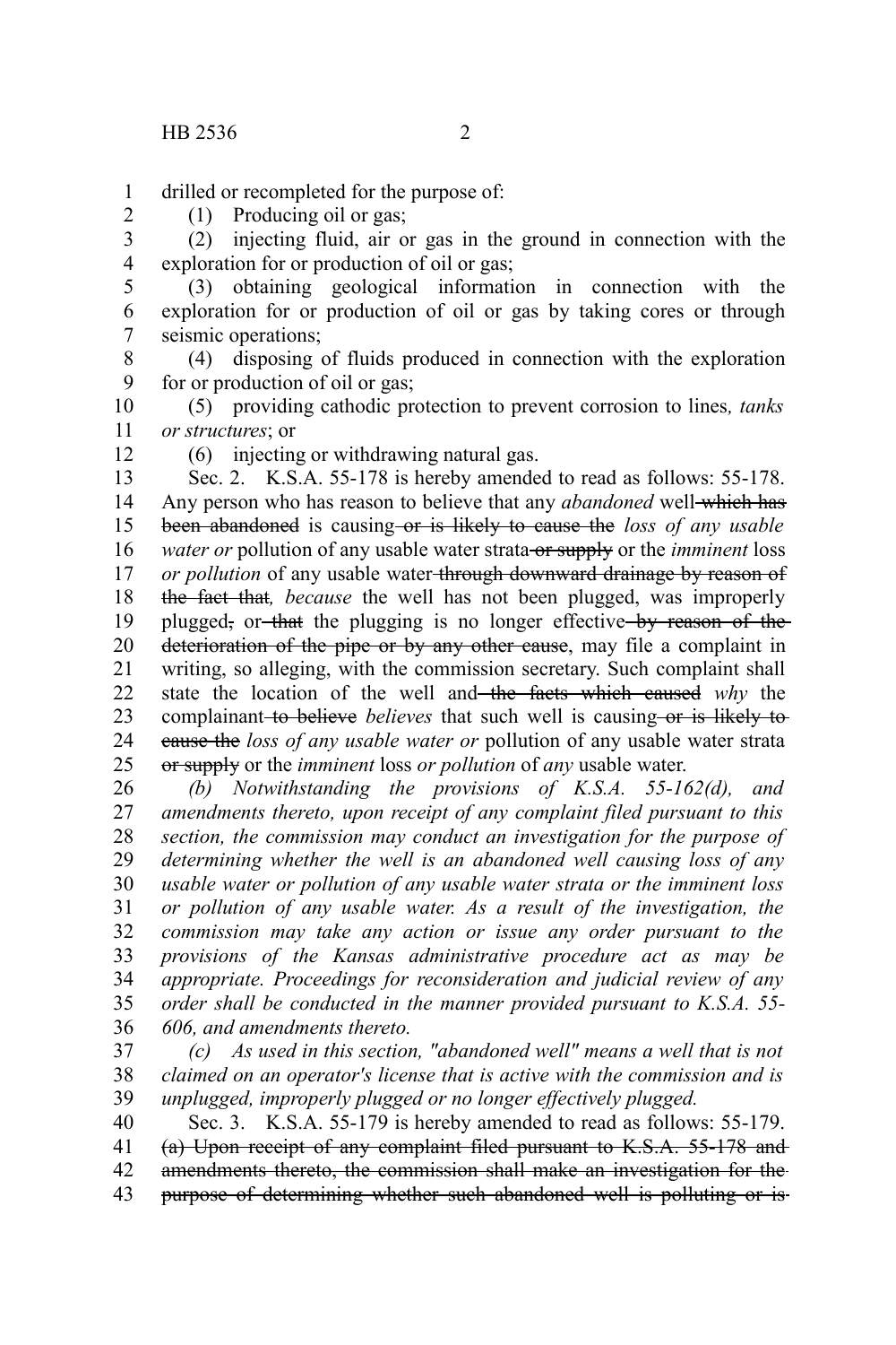drilled or recompleted for the purpose of:

(1) Producing oil or gas;

(2) injecting fluid, air or gas in the ground in connection with the exploration for or production of oil or gas;

(3) obtaining geological information in connection with the exploration for or production of oil or gas by taking cores or through seismic operations;

(4) disposing of fluids produced in connection with the exploration for or production of oil or gas;

(5) providing cathodic protection to prevent corrosion to lines*, tanks or structures*; or

(6) injecting or withdrawing natural gas.

Sec. 2. K.S.A. 55-178 is hereby amended to read as follows: 55-178. Any person who has reason to believe that any *abandoned* well ~~which has been abandoned~~ is causing ~~or is likely to cause the~~ *loss of any usable water or* pollution of any usable water strata ~~or supply~~ or the *imminent* loss *or pollution* of any usable water ~~through downward drainage by reason of the fact that~~*, because* the well has not been plugged, was improperly plugged~~,~~ or ~~that~~ the plugging is no longer effective ~~by reason of the deterioration of the pipe or by any other cause~~, may file a complaint in writing, so alleging, with the commission secretary. Such complaint shall state the location of the well and ~~the facts which caused~~ *why* the complainant ~~to believe~~ *believes* that such well is causing ~~or is likely to cause the~~ *loss of any usable water or* pollution of any usable water strata ~~or supply~~ or the *imminent* loss *or pollution* of *any* usable water.

*(b) Notwithstanding the provisions of K.S.A. 55-162(d), and amendments thereto, upon receipt of any complaint filed pursuant to this section, the commission may conduct an investigation for the purpose of determining whether the well is an abandoned well causing loss of any usable water or pollution of any usable water strata or the imminent loss or pollution of any usable water. As a result of the investigation, the commission may take any action or issue any order pursuant to the provisions of the Kansas administrative procedure act as may be appropriate. Proceedings for reconsideration and judicial review of any order shall be conducted in the manner provided pursuant to K.S.A. 55-606, and amendments thereto.*

*(c) As used in this section, "abandoned well" means a well that is not claimed on an operator's license that is active with the commission and is unplugged, improperly plugged or no longer effectively plugged.*

Sec. 3. K.S.A. 55-179 is hereby amended to read as follows: 55-179. ~~(a) Upon receipt of any complaint filed pursuant to K.S.A. 55-178 and amendments thereto, the commission shall make an investigation for the purpose of determining whether such abandoned well is polluting or is~~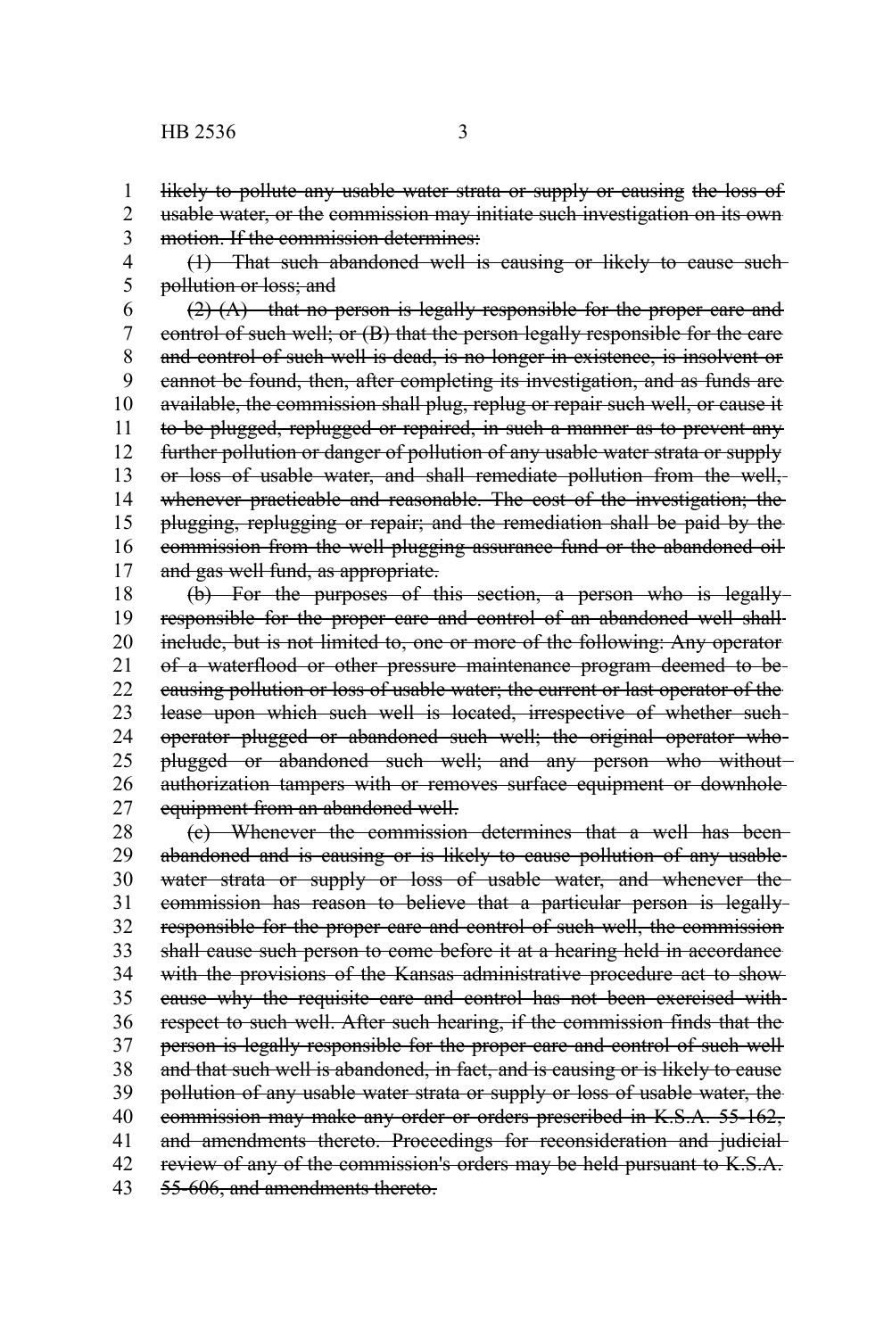~~likely to pollute any usable water strata or supply or causing the loss of usable water, or the commission may initiate such investigation on its own motion. If the commission determines:~~

~~(1) That such abandoned well is causing or likely to cause such pollution or loss; and~~

~~(2) (A) that no person is legally responsible for the proper care and control of such well; or (B) that the person legally responsible for the care and control of such well is dead, is no longer in existence, is insolvent or cannot be found, then, after completing its investigation, and as funds are available, the commission shall plug, replug or repair such well, or cause it to be plugged, replugged or repaired, in such a manner as to prevent any further pollution or danger of pollution of any usable water strata or supply or loss of usable water, and shall remediate pollution from the well, whenever practicable and reasonable. The cost of the investigation; the plugging, replugging or repair; and the remediation shall be paid by the commission from the well plugging assurance fund or the abandoned oil and gas well fund, as appropriate.~~

~~(b) For the purposes of this section, a person who is legally responsible for the proper care and control of an abandoned well shall include, but is not limited to, one or more of the following: Any operator of a waterflood or other pressure maintenance program deemed to be causing pollution or loss of usable water; the current or last operator of the lease upon which such well is located, irrespective of whether such operator plugged or abandoned such well; the original operator who plugged or abandoned such well; and any person who without authorization tampers with or removes surface equipment or downhole equipment from an abandoned well.~~

~~(c) Whenever the commission determines that a well has been abandoned and is causing or is likely to cause pollution of any usable water strata or supply or loss of usable water, and whenever the commission has reason to believe that a particular person is legally responsible for the proper care and control of such well, the commission shall cause such person to come before it at a hearing held in accordance with the provisions of the Kansas administrative procedure act to show cause why the requisite care and control has not been exercised with respect to such well. After such hearing, if the commission finds that the person is legally responsible for the proper care and control of such well and that such well is abandoned, in fact, and is causing or is likely to cause pollution of any usable water strata or supply or loss of usable water, the commission may make any order or orders prescribed in K.S.A. 55-162, and amendments thereto. Proceedings for reconsideration and judicial review of any of the commission's orders may be held pursuant to K.S.A. 55-606, and amendments thereto.~~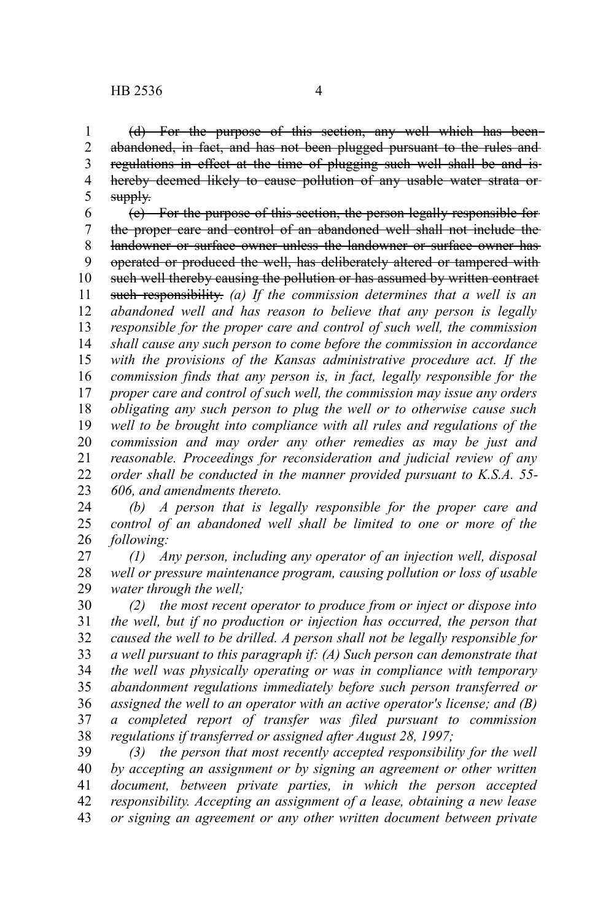~~(d) For the purpose of this section, any well which has been abandoned, in fact, and has not been plugged pursuant to the rules and regulations in effect at the time of plugging such well shall be and is hereby deemed likely to cause pollution of any usable water strata or supply.~~

~~(e) For the purpose of this section, the person legally responsible for the proper care and control of an abandoned well shall not include the landowner or surface owner unless the landowner or surface owner has operated or produced the well, has deliberately altered or tampered with such well thereby causing the pollution or has assumed by written contract such responsibility.~~ *(a) If the commission determines that a well is an abandoned well and has reason to believe that any person is legally responsible for the proper care and control of such well, the commission shall cause any such person to come before the commission in accordance with the provisions of the Kansas administrative procedure act. If the commission finds that any person is, in fact, legally responsible for the proper care and control of such well, the commission may issue any orders obligating any such person to plug the well or to otherwise cause such well to be brought into compliance with all rules and regulations of the commission and may order any other remedies as may be just and reasonable. Proceedings for reconsideration and judicial review of any order shall be conducted in the manner provided pursuant to K.S.A. 55-606, and amendments thereto.*

*(b) A person that is legally responsible for the proper care and control of an abandoned well shall be limited to one or more of the following:*

*(1) Any person, including any operator of an injection well, disposal well or pressure maintenance program, causing pollution or loss of usable water through the well;*

*(2) the most recent operator to produce from or inject or dispose into the well, but if no production or injection has occurred, the person that caused the well to be drilled. A person shall not be legally responsible for a well pursuant to this paragraph if: (A) Such person can demonstrate that the well was physically operating or was in compliance with temporary abandonment regulations immediately before such person transferred or assigned the well to an operator with an active operator's license; and (B) a completed report of transfer was filed pursuant to commission regulations if transferred or assigned after August 28, 1997;*

*(3) the person that most recently accepted responsibility for the well by accepting an assignment or by signing an agreement or other written document, between private parties, in which the person accepted responsibility. Accepting an assignment of a lease, obtaining a new lease or signing an agreement or any other written document between private*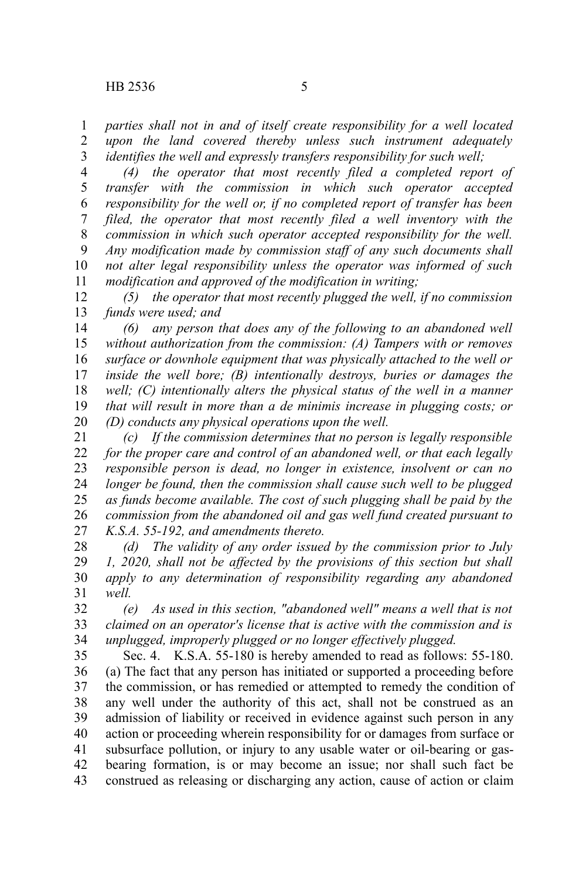*parties shall not in and of itself create responsibility for a well located upon the land covered thereby unless such instrument adequately identifies the well and expressly transfers responsibility for such well;*

*(4) the operator that most recently filed a completed report of transfer with the commission in which such operator accepted responsibility for the well or, if no completed report of transfer has been filed, the operator that most recently filed a well inventory with the commission in which such operator accepted responsibility for the well. Any modification made by commission staff of any such documents shall not alter legal responsibility unless the operator was informed of such modification and approved of the modification in writing;*

*(5) the operator that most recently plugged the well, if no commission funds were used; and*

*(6) any person that does any of the following to an abandoned well without authorization from the commission: (A) Tampers with or removes surface or downhole equipment that was physically attached to the well or inside the well bore; (B) intentionally destroys, buries or damages the well; (C) intentionally alters the physical status of the well in a manner that will result in more than a de minimis increase in plugging costs; or (D) conducts any physical operations upon the well.*

*(c) If the commission determines that no person is legally responsible for the proper care and control of an abandoned well, or that each legally responsible person is dead, no longer in existence, insolvent or can no longer be found, then the commission shall cause such well to be plugged as funds become available. The cost of such plugging shall be paid by the commission from the abandoned oil and gas well fund created pursuant to K.S.A. 55-192, and amendments thereto.*

*(d) The validity of any order issued by the commission prior to July 1, 2020, shall not be affected by the provisions of this section but shall apply to any determination of responsibility regarding any abandoned well.*

*(e) As used in this section, "abandoned well" means a well that is not claimed on an operator's license that is active with the commission and is unplugged, improperly plugged or no longer effectively plugged.*

Sec. 4. K.S.A. 55-180 is hereby amended to read as follows: 55-180. (a) The fact that any person has initiated or supported a proceeding before the commission, or has remedied or attempted to remedy the condition of any well under the authority of this act, shall not be construed as an admission of liability or received in evidence against such person in any action or proceeding wherein responsibility for or damages from surface or subsurface pollution, or injury to any usable water or oil-bearing or gas-bearing formation, is or may become an issue; nor shall such fact be construed as releasing or discharging any action, cause of action or claim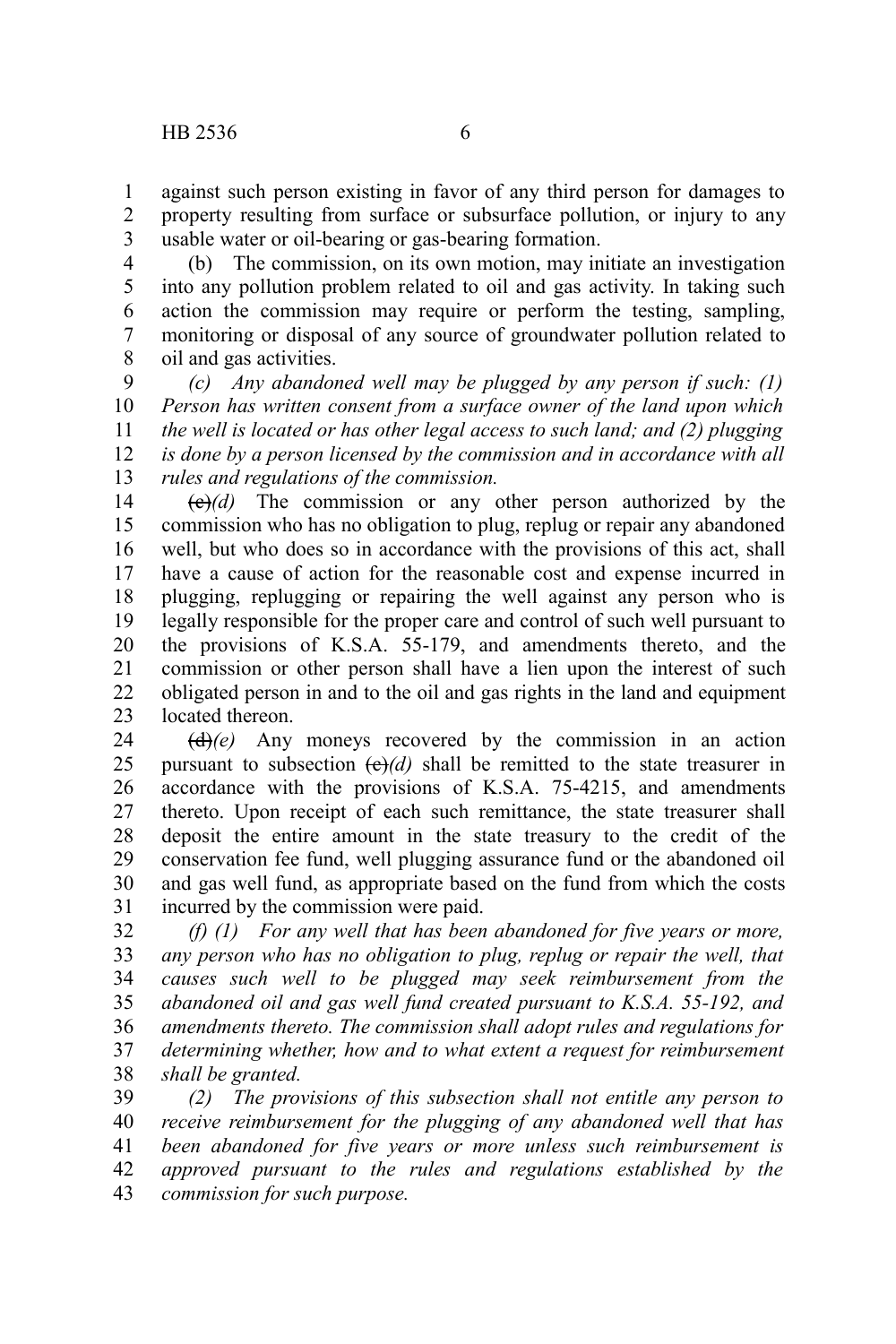against such person existing in favor of any third person for damages to property resulting from surface or subsurface pollution, or injury to any usable water or oil-bearing or gas-bearing formation.

(b) The commission, on its own motion, may initiate an investigation into any pollution problem related to oil and gas activity. In taking such action the commission may require or perform the testing, sampling, monitoring or disposal of any source of groundwater pollution related to oil and gas activities.

*(c) Any abandoned well may be plugged by any person if such: (1) Person has written consent from a surface owner of the land upon which the well is located or has other legal access to such land; and (2) plugging is done by a person licensed by the commission and in accordance with all rules and regulations of the commission.*

~~(c)~~*(d)* The commission or any other person authorized by the commission who has no obligation to plug, replug or repair any abandoned well, but who does so in accordance with the provisions of this act, shall have a cause of action for the reasonable cost and expense incurred in plugging, replugging or repairing the well against any person who is legally responsible for the proper care and control of such well pursuant to the provisions of K.S.A. 55-179, and amendments thereto, and the commission or other person shall have a lien upon the interest of such obligated person in and to the oil and gas rights in the land and equipment located thereon.

~~(d)~~*(e)* Any moneys recovered by the commission in an action pursuant to subsection ~~(c)~~*(d)* shall be remitted to the state treasurer in accordance with the provisions of K.S.A. 75-4215, and amendments thereto. Upon receipt of each such remittance, the state treasurer shall deposit the entire amount in the state treasury to the credit of the conservation fee fund, well plugging assurance fund or the abandoned oil and gas well fund, as appropriate based on the fund from which the costs incurred by the commission were paid.

*(f) (1) For any well that has been abandoned for five years or more, any person who has no obligation to plug, replug or repair the well, that causes such well to be plugged may seek reimbursement from the abandoned oil and gas well fund created pursuant to K.S.A. 55-192, and amendments thereto. The commission shall adopt rules and regulations for determining whether, how and to what extent a request for reimbursement shall be granted.*

*(2) The provisions of this subsection shall not entitle any person to receive reimbursement for the plugging of any abandoned well that has been abandoned for five years or more unless such reimbursement is approved pursuant to the rules and regulations established by the commission for such purpose.*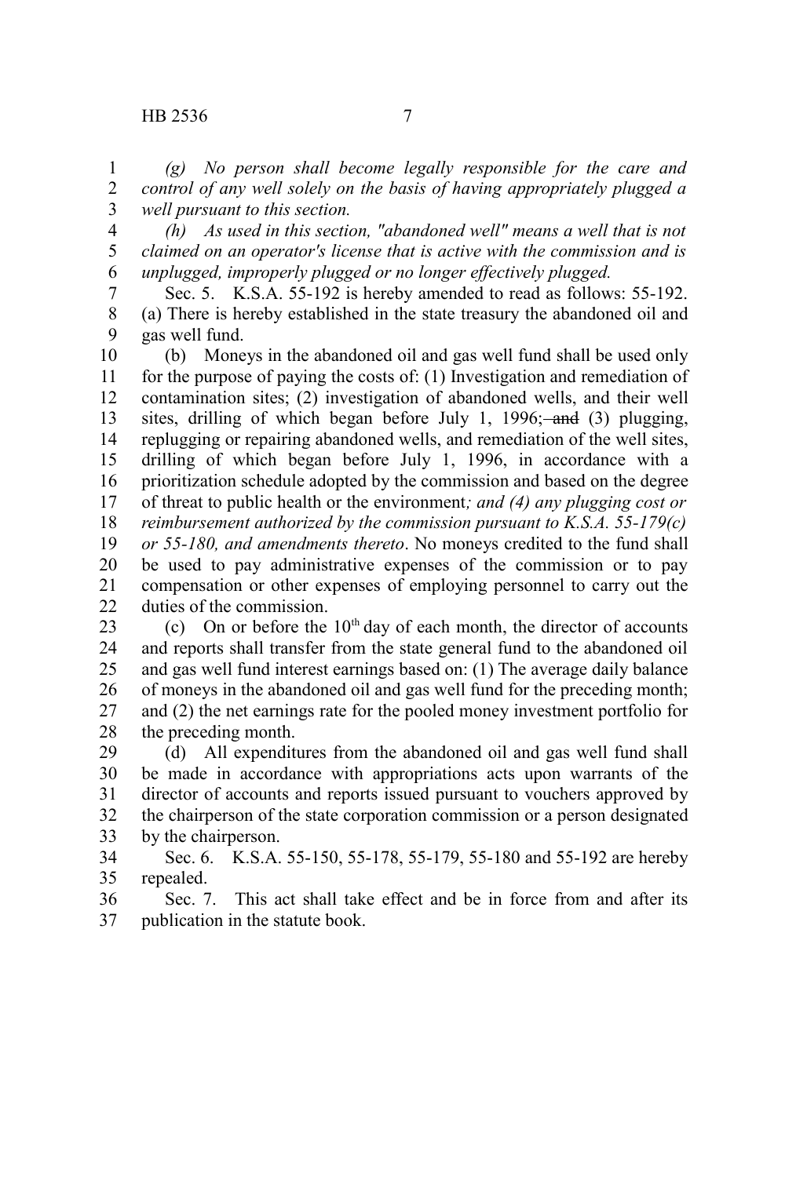*(g) No person shall become legally responsible for the care and control of any well solely on the basis of having appropriately plugged a well pursuant to this section.*

*(h) As used in this section, "abandoned well" means a well that is not claimed on an operator's license that is active with the commission and is unplugged, improperly plugged or no longer effectively plugged.*

Sec. 5. K.S.A. 55-192 is hereby amended to read as follows: 55-192. (a) There is hereby established in the state treasury the abandoned oil and gas well fund.

(b) Moneys in the abandoned oil and gas well fund shall be used only for the purpose of paying the costs of: (1) Investigation and remediation of contamination sites; (2) investigation of abandoned wells, and their well sites, drilling of which began before July 1, 1996; ~~and~~ (3) plugging, replugging or repairing abandoned wells, and remediation of the well sites, drilling of which began before July 1, 1996, in accordance with a prioritization schedule adopted by the commission and based on the degree of threat to public health or the environment*; and (4) any plugging cost or reimbursement authorized by the commission pursuant to K.S.A. 55-179(c) or 55-180, and amendments thereto*. No moneys credited to the fund shall be used to pay administrative expenses of the commission or to pay compensation or other expenses of employing personnel to carry out the duties of the commission.

(c) On or before the 10th day of each month, the director of accounts and reports shall transfer from the state general fund to the abandoned oil and gas well fund interest earnings based on: (1) The average daily balance of moneys in the abandoned oil and gas well fund for the preceding month; and (2) the net earnings rate for the pooled money investment portfolio for the preceding month.

(d) All expenditures from the abandoned oil and gas well fund shall be made in accordance with appropriations acts upon warrants of the director of accounts and reports issued pursuant to vouchers approved by the chairperson of the state corporation commission or a person designated by the chairperson.

Sec. 6. K.S.A. 55-150, 55-178, 55-179, 55-180 and 55-192 are hereby repealed.

Sec. 7. This act shall take effect and be in force from and after its publication in the statute book.